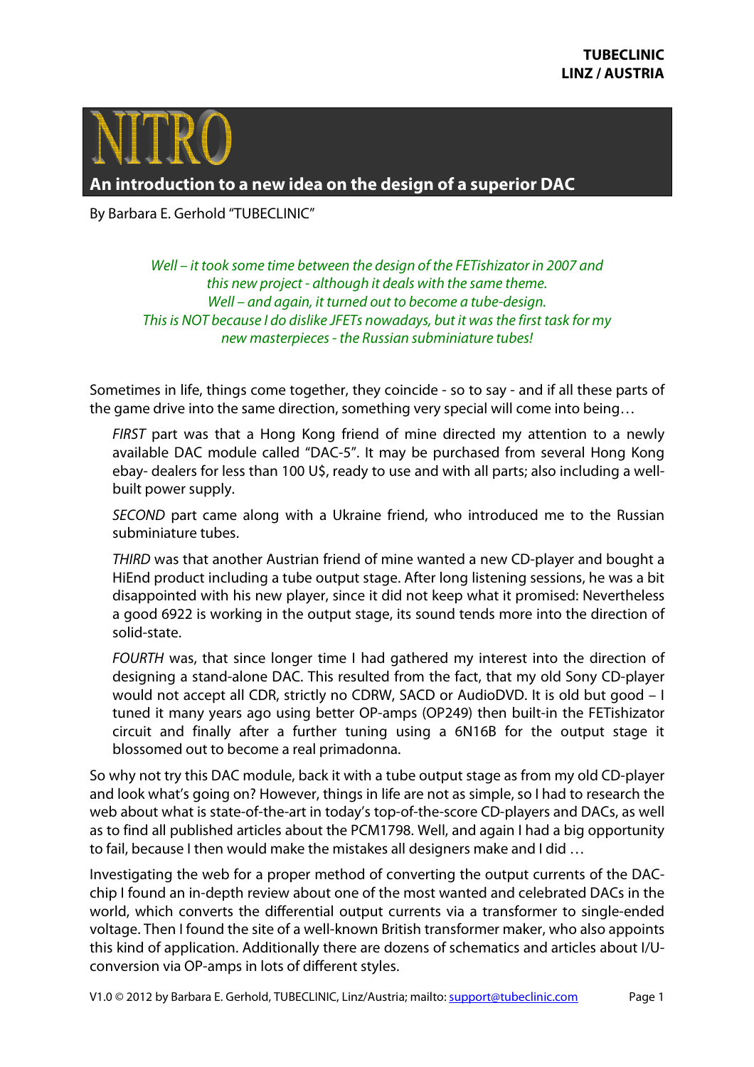**TUBECLINIC**
**LINZ / AUSTRIA**

# NITRO

## An introduction to a new idea on the design of a superior DAC

By Barbara E. Gerhold "TUBECLINIC"

*Well – it took some time between the design of the FETishizator in 2007 and this new project - although it deals with the same theme.*
*Well – and again, it turned out to become a tube-design.*
*This is NOT because I do dislike JFETs nowadays, but it was the first task for my new masterpieces - the Russian subminiature tubes!*

Sometimes in life, things come together, they coincide - so to say - and if all these parts of the game drive into the same direction, something very special will come into being…

> *FIRST* part was that a Hong Kong friend of mine directed my attention to a newly available DAC module called "DAC-5". It may be purchased from several Hong Kong ebay- dealers for less than 100 U$, ready to use and with all parts; also including a well-built power supply.
>
> *SECOND* part came along with a Ukraine friend, who introduced me to the Russian subminiature tubes.
>
> *THIRD* was that another Austrian friend of mine wanted a new CD-player and bought a HiEnd product including a tube output stage. After long listening sessions, he was a bit disappointed with his new player, since it did not keep what it promised: Nevertheless a good 6922 is working in the output stage, its sound tends more into the direction of solid-state.
>
> *FOURTH* was, that since longer time I had gathered my interest into the direction of designing a stand-alone DAC. This resulted from the fact, that my old Sony CD-player would not accept all CDR, strictly no CDRW, SACD or AudioDVD. It is old but good – I tuned it many years ago using better OP-amps (OP249) then built-in the FETishizator circuit and finally after a further tuning using a 6N16B for the output stage it blossomed out to become a real primadonna.

So why not try this DAC module, back it with a tube output stage as from my old CD-player and look what's going on? However, things in life are not as simple, so I had to research the web about what is state-of-the-art in today's top-of-the-score CD-players and DACs, as well as to find all published articles about the PCM1798. Well, and again I had a big opportunity to fail, because I then would make the mistakes all designers make and I did …

Investigating the web for a proper method of converting the output currents of the DAC-chip I found an in-depth review about one of the most wanted and celebrated DACs in the world, which converts the differential output currents via a transformer to single-ended voltage. Then I found the site of a well-known British transformer maker, who also appoints this kind of application. Additionally there are dozens of schematics and articles about I/U-conversion via OP-amps in lots of different styles.

V1.0 © 2012 by Barbara E. Gerhold, TUBECLINIC, Linz/Austria; mailto: support@tubeclinic.com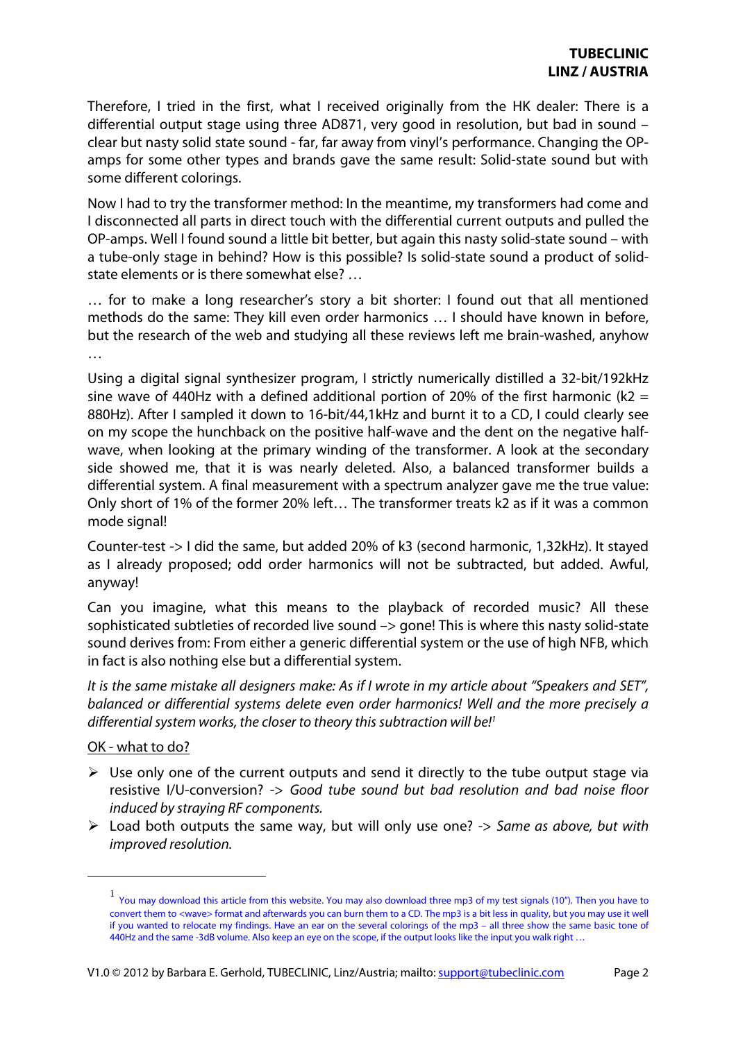Therefore, I tried in the first, what I received originally from the HK dealer: There is a differential output stage using three AD871, very good in resolution, but bad in sound – clear but nasty solid state sound - far, far away from vinyl's performance. Changing the OP-amps for some other types and brands gave the same result: Solid-state sound but with some different colorings.

Now I had to try the transformer method: In the meantime, my transformers had come and I disconnected all parts in direct touch with the differential current outputs and pulled the OP-amps. Well I found sound a little bit better, but again this nasty solid-state sound – with a tube-only stage in behind? How is this possible? Is solid-state sound a product of solid-state elements or is there somewhat else? …

… for to make a long researcher's story a bit shorter: I found out that all mentioned methods do the same: They kill even order harmonics … I should have known in before, but the research of the web and studying all these reviews left me brain-washed, anyhow …

Using a digital signal synthesizer program, I strictly numerically distilled a 32-bit/192kHz sine wave of 440Hz with a defined additional portion of 20% of the first harmonic (k2 = 880Hz). After I sampled it down to 16-bit/44,1kHz and burnt it to a CD, I could clearly see on my scope the hunchback on the positive half-wave and the dent on the negative half-wave, when looking at the primary winding of the transformer. A look at the secondary side showed me, that it is was nearly deleted. Also, a balanced transformer builds a differential system. A final measurement with a spectrum analyzer gave me the true value: Only short of 1% of the former 20% left… The transformer treats k2 as if it was a common mode signal!

Counter-test -> I did the same, but added 20% of k3 (second harmonic, 1,32kHz). It stayed as I already proposed; odd order harmonics will not be subtracted, but added. Awful, anyway!

Can you imagine, what this means to the playback of recorded music? All these sophisticated subtleties of recorded live sound –> gone! This is where this nasty solid-state sound derives from: From either a generic differential system or the use of high NFB, which in fact is also nothing else but a differential system.

*It is the same mistake all designers make: As if I wrote in my article about "Speakers and SET", balanced or differential systems delete even order harmonics! Well and the more precisely a differential system works, the closer to theory this subtraction will be!*[1]

<u>OK - what to do?</u>

- Use only one of the current outputs and send it directly to the tube output stage via resistive I/U-conversion? -> *Good tube sound but bad resolution and bad noise floor induced by straying RF components.*
- Load both outputs the same way, but will only use one? -> *Same as above, but with improved resolution.*

---

[1] You may download this article from this website. You may also download three mp3 of my test signals (10"). Then you have to convert them to <wave> format and afterwards you can burn them to a CD. The mp3 is a bit less in quality, but you may use it well if you wanted to relocate my findings. Have an ear on the several colorings of the mp3 – all three show the same basic tone of 440Hz and the same -3dB volume. Also keep an eye on the scope, if the output looks like the input you walk right …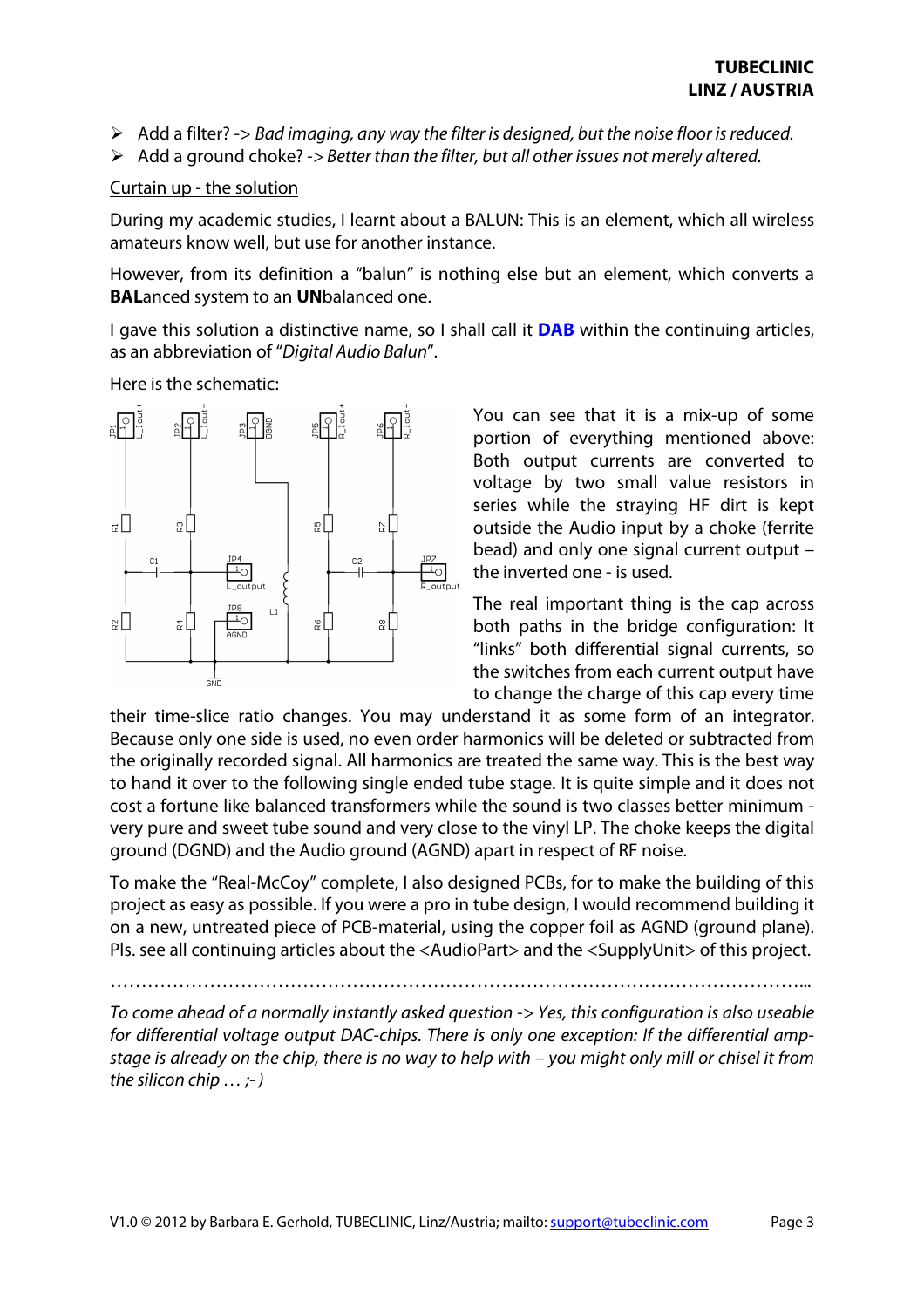- Add a filter? -> *Bad imaging, any way the filter is designed, but the noise floor is reduced.*
- Add a ground choke? -> *Better than the filter, but all other issues not merely altered.*

Curtain up - the solution

During my academic studies, I learnt about a BALUN: This is an element, which all wireless amateurs know well, but use for another instance.

However, from its definition a "balun" is nothing else but an element, which converts a **BAL**anced system to an **UN**balanced one.

I gave this solution a distinctive name, so I shall call it **DAB** within the continuing articles, as an abbreviation of "*Digital Audio Balun*".

Here is the schematic:

JP1 L_Iout+
JP2 L_Iout-
JP3 DGND
JP5 R_Iout+
JP6 R_Iout-
R1
R3
R5
R7
C1
JP4 L_output
C2
JP7 R_output
L1
JP8 AGND
R2
R4
R6
R8
GND

You can see that it is a mix-up of some portion of everything mentioned above: Both output currents are converted to voltage by two small value resistors in series while the straying HF dirt is kept outside the Audio input by a choke (ferrite bead) and only one signal current output – the inverted one - is used.

The real important thing is the cap across both paths in the bridge configuration: It "links" both differential signal currents, so the switches from each current output have to change the charge of this cap every time their time-slice ratio changes. You may understand it as some form of an integrator. Because only one side is used, no even order harmonics will be deleted or subtracted from the originally recorded signal. All harmonics are treated the same way. This is the best way to hand it over to the following single ended tube stage. It is quite simple and it does not cost a fortune like balanced transformers while the sound is two classes better minimum - very pure and sweet tube sound and very close to the vinyl LP. The choke keeps the digital ground (DGND) and the Audio ground (AGND) apart in respect of RF noise.

To make the "Real-McCoy" complete, I also designed PCBs, for to make the building of this project as easy as possible. If you were a pro in tube design, I would recommend building it on a new, untreated piece of PCB-material, using the copper foil as AGND (ground plane). Pls. see all continuing articles about the <AudioPart> and the <SupplyUnit> of this project.

…………………………………………………………………………………………………...

*To come ahead of a normally instantly asked question -> Yes, this configuration is also useable for differential voltage output DAC-chips. There is only one exception: If the differential amp-stage is already on the chip, there is no way to help with – you might only mill or chisel it from the silicon chip … ;- )*